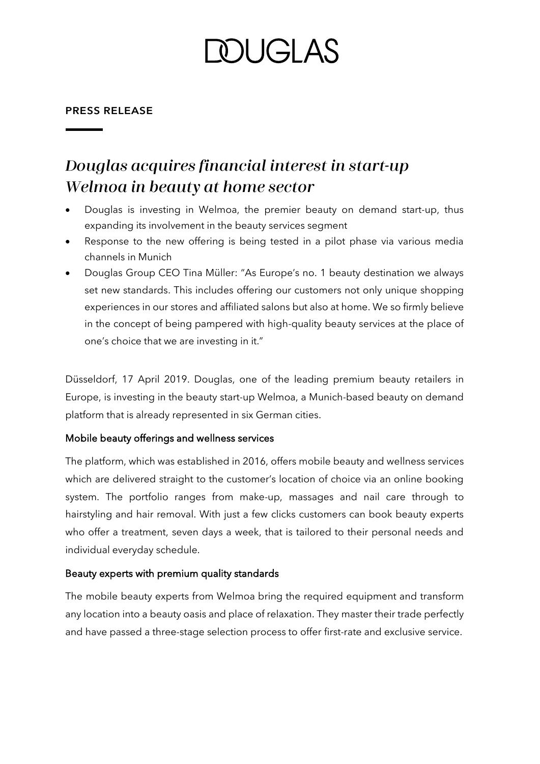# DOUGLAS

**PRESS RELEASE**

## *Douglas acquires financial interest in start-up Welmoa in beauty at home sector*

- Douglas is investing in Welmoa, the premier beauty on demand start-up, thus expanding its involvement in the beauty services segment
- Response to the new offering is being tested in a pilot phase via various media channels in Munich
- Douglas Group CEO Tina Müller: "As Europe's no. 1 beauty destination we always set new standards. This includes offering our customers not only unique shopping experiences in our stores and affiliated salons but also at home. We so firmly believe in the concept of being pampered with high-quality beauty services at the place of one's choice that we are investing in it."

Düsseldorf, 17 April 2019. Douglas, one of the leading premium beauty retailers in Europe, is investing in the beauty start-up Welmoa, a Munich-based beauty on demand platform that is already represented in six German cities.

### Mobile beauty offerings and wellness services

The platform, which was established in 2016, offers mobile beauty and wellness services which are delivered straight to the customer's location of choice via an online booking system. The portfolio ranges from make-up, massages and nail care through to hairstyling and hair removal. With just a few clicks customers can book beauty experts who offer a treatment, seven days a week, that is tailored to their personal needs and individual everyday schedule.

### Beauty experts with premium quality standards

The mobile beauty experts from Welmoa bring the required equipment and transform any location into a beauty oasis and place of relaxation. They master their trade perfectly and have passed a three-stage selection process to offer first-rate and exclusive service.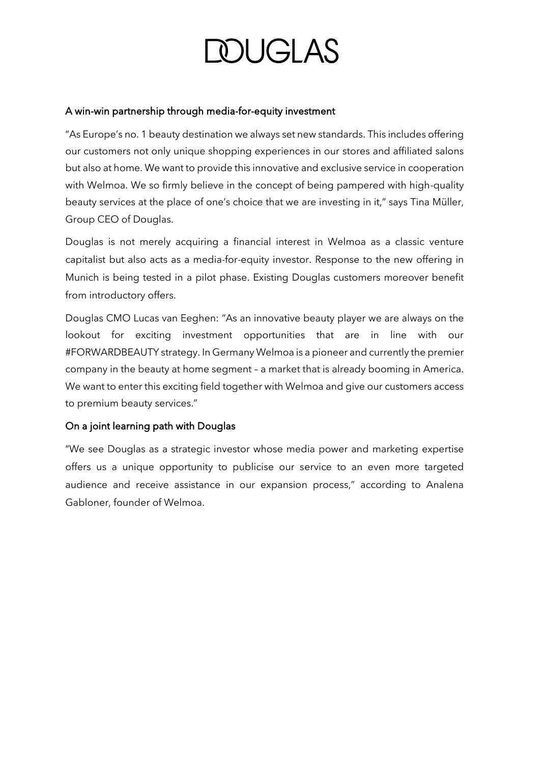### A win-win partnership through media-for-equity investment

"As Europe's no. 1 beauty destination we always set new standards. This includes offering our customers not only unique shopping experiences in our stores and affiliated salons but also at home. We want to provide this innovative and exclusive service in cooperation with Welmoa. We so firmly believe in the concept of being pampered with high-quality beauty services at the place of one's choice that we are investing in it," says Tina Müller, Group CEO of Douglas.

Douglas is not merely acquiring a financial interest in Welmoa as a classic venture capitalist but also acts as a media-for-equity investor. Response to the new offering in Munich is being tested in a pilot phase. Existing Douglas customers moreover benefit from introductory offers.

Douglas CMO Lucas van Eeghen: "As an innovative beauty player we are always on the lookout for exciting investment opportunities that are in line with our #FORWARDBEAUTY strategy. In Germany Welmoa is a pioneer and currently the premier company in the beauty at home segment – a market that is already booming in America. We want to enter this exciting field together with Welmoa and give our customers access to premium beauty services."

### On a joint learning path with Douglas

"We see Douglas as a strategic investor whose media power and marketing expertise offers us a unique opportunity to publicise our service to an even more targeted audience and receive assistance in our expansion process," according to Analena Gabloner, founder of Welmoa.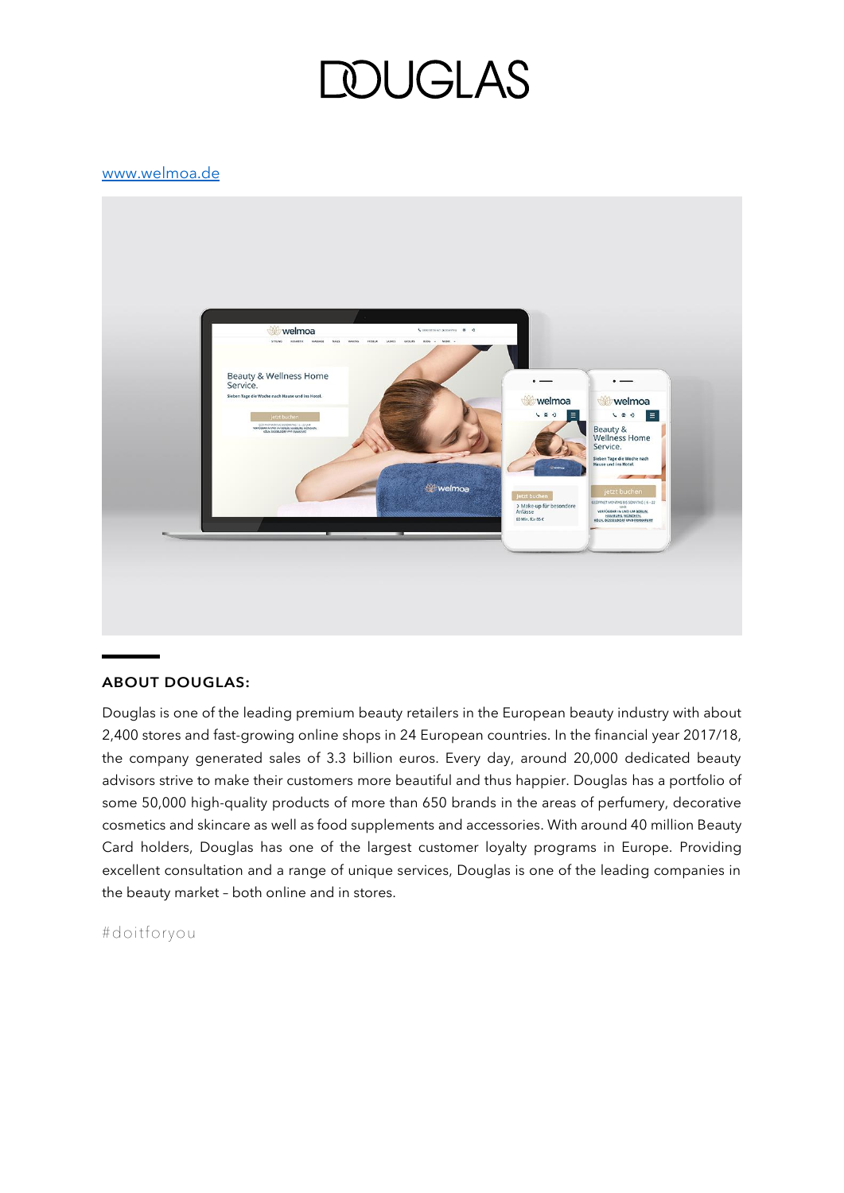www.welmoa.de

## ABOUT DOUGLAS:

Douglas is one of the leading premium beauty retailers in the European beauty industry with about 2,400 stores and fast-growing online shops in 24 European countries. In the financial year 2017/18, the company generated sales of 3.3 billion euros. Every day, around 20,000 dedicated beauty advisors strive to make their customers more beautiful and thus happier. Douglas has a portfolio of some 50,000 high-quality products of more than 650 brands in the areas of perfumery, decorative cosmetics and skincare as well as food supplements and accessories. With around 40 million Beauty Card holders, Douglas has one of the largest customer loyalty programs in Europe. Providing excellent consultation and a range of unique services, Douglas is one of the leading companies in the beauty market – both online and in stores.

#doitforyou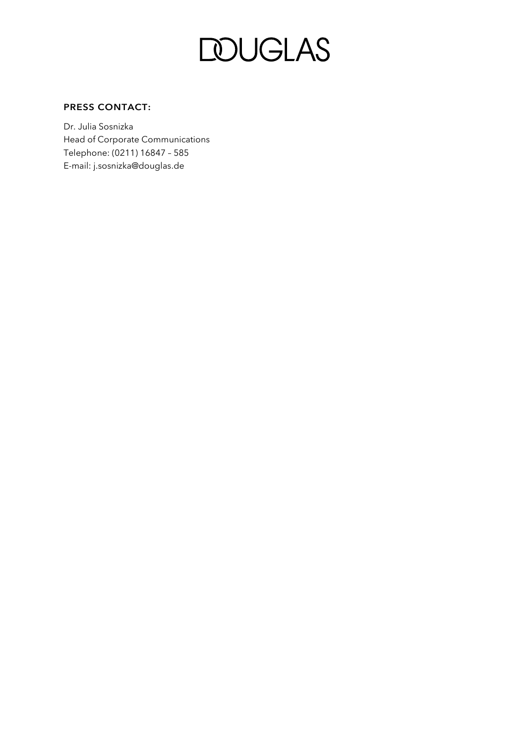DOUGLAS

**PRESS CONTACT:**

Dr. Julia Sosnizka
Head of Corporate Communications
Telephone: (0211) 16847 – 585
E-mail: j.sosnizka@douglas.de